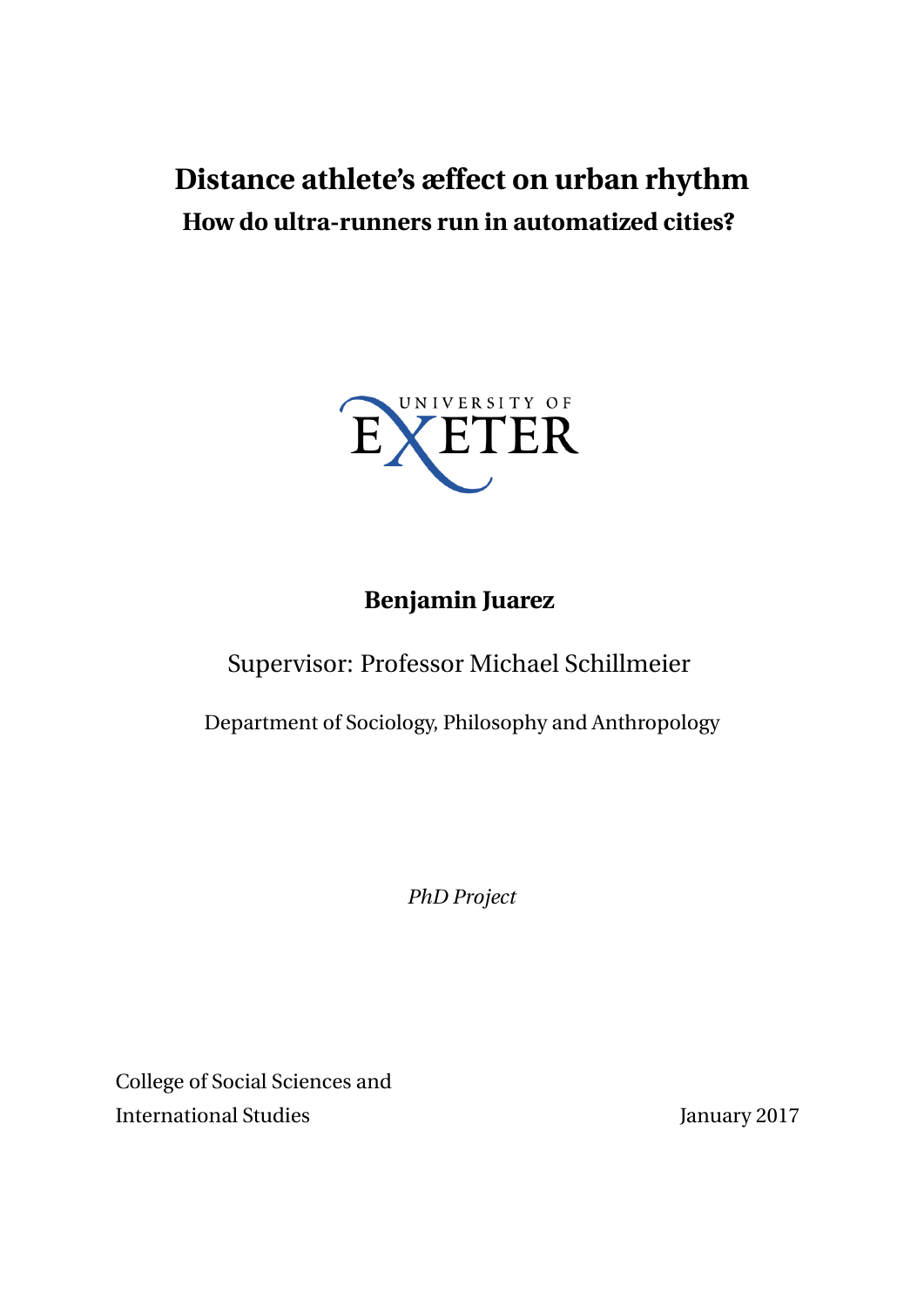# Distance athlete's æffect on urban rhythm

## How do ultra-runners run in automatized cities?

UNIVERSITY OF EXETER

**Benjamin Juarez**

Supervisor: Professor Michael Schillmeier

Department of Sociology, Philosophy and Anthropology

*PhD Project*

College of Social Sciences and International Studies

January 2017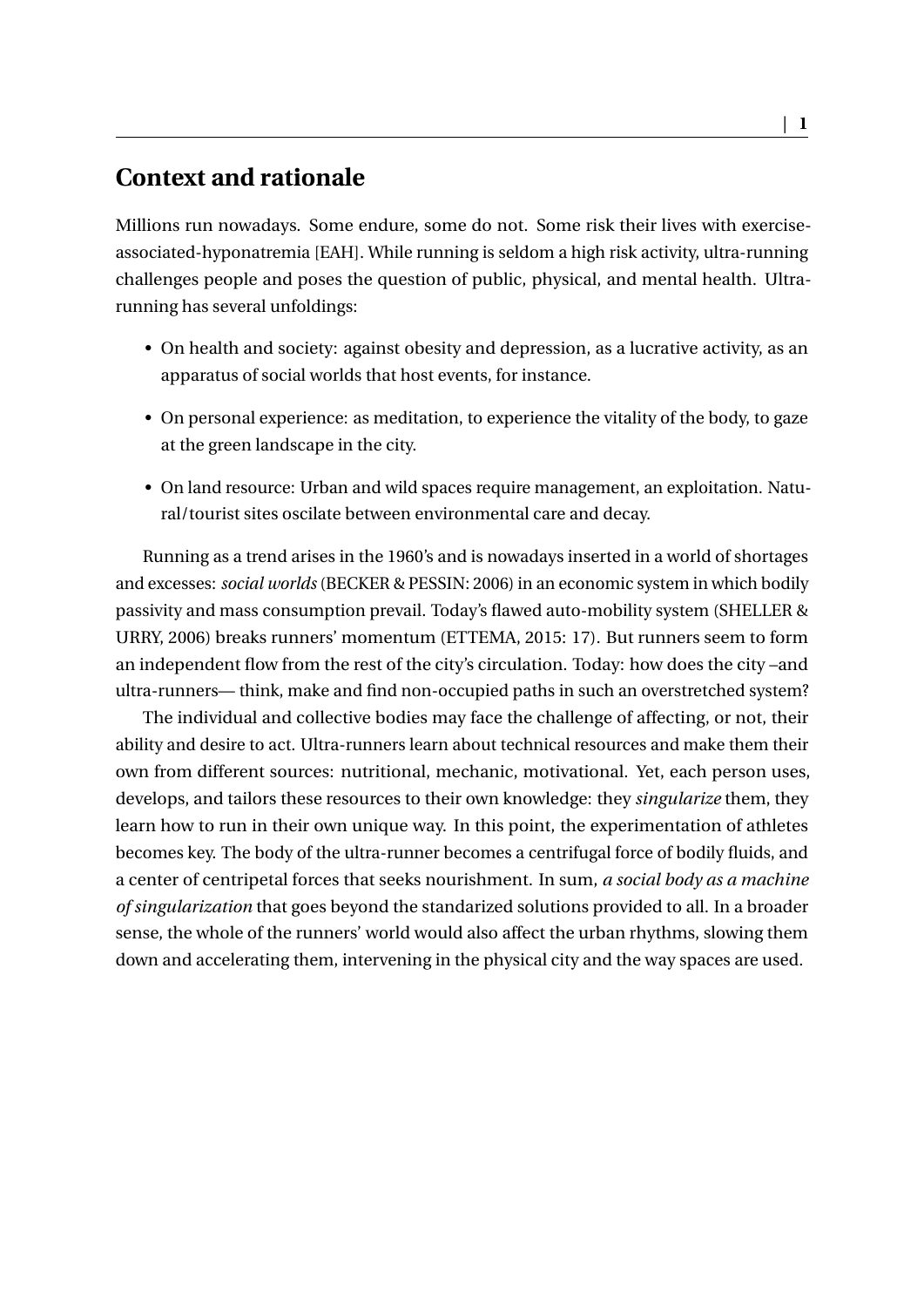## Context and rationale

Millions run nowadays. Some endure, some do not. Some risk their lives with exercise-associated-hyponatremia [EAH]. While running is seldom a high risk activity, ultra-running challenges people and poses the question of public, physical, and mental health. Ultra-running has several unfoldings:

- On health and society: against obesity and depression, as a lucrative activity, as an apparatus of social worlds that host events, for instance.
- On personal experience: as meditation, to experience the vitality of the body, to gaze at the green landscape in the city.
- On land resource: Urban and wild spaces require management, an exploitation. Natural/tourist sites oscilate between environmental care and decay.

Running as a trend arises in the 1960's and is nowadays inserted in a world of shortages and excesses: *social worlds* (BECKER & PESSIN: 2006) in an economic system in which bodily passivity and mass consumption prevail. Today's flawed auto-mobility system (SHELLER & URRY, 2006) breaks runners' momentum (ETTEMA, 2015: 17). But runners seem to form an independent flow from the rest of the city's circulation. Today: how does the city –and ultra-runners— think, make and find non-occupied paths in such an overstretched system?

The individual and collective bodies may face the challenge of affecting, or not, their ability and desire to act. Ultra-runners learn about technical resources and make them their own from different sources: nutritional, mechanic, motivational. Yet, each person uses, develops, and tailors these resources to their own knowledge: they *singularize* them, they learn how to run in their own unique way. In this point, the experimentation of athletes becomes key. The body of the ultra-runner becomes a centrifugal force of bodily fluids, and a center of centripetal forces that seeks nourishment. In sum, *a social body as a machine of singularization* that goes beyond the standarized solutions provided to all. In a broader sense, the whole of the runners' world would also affect the urban rhythms, slowing them down and accelerating them, intervening in the physical city and the way spaces are used.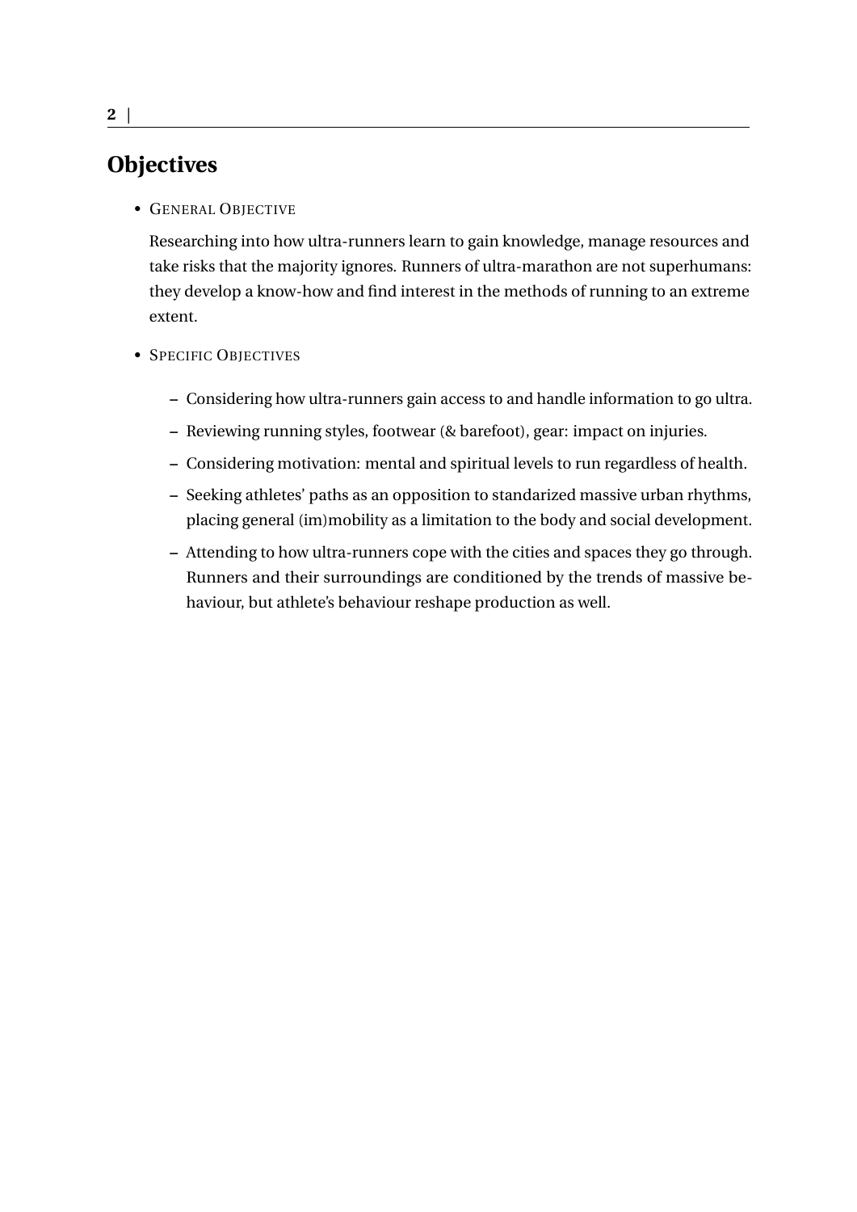## Objectives

- General Objective

  Researching into how ultra-runners learn to gain knowledge, manage resources and take risks that the majority ignores. Runners of ultra-marathon are not superhumans: they develop a know-how and find interest in the methods of running to an extreme extent.

- Specific Objectives

  - Considering how ultra-runners gain access to and handle information to go ultra.
  - Reviewing running styles, footwear (& barefoot), gear: impact on injuries.
  - Considering motivation: mental and spiritual levels to run regardless of health.
  - Seeking athletes' paths as an opposition to standarized massive urban rhythms, placing general (im)mobility as a limitation to the body and social development.
  - Attending to how ultra-runners cope with the cities and spaces they go through. Runners and their surroundings are conditioned by the trends of massive behaviour, but athlete's behaviour reshape production as well.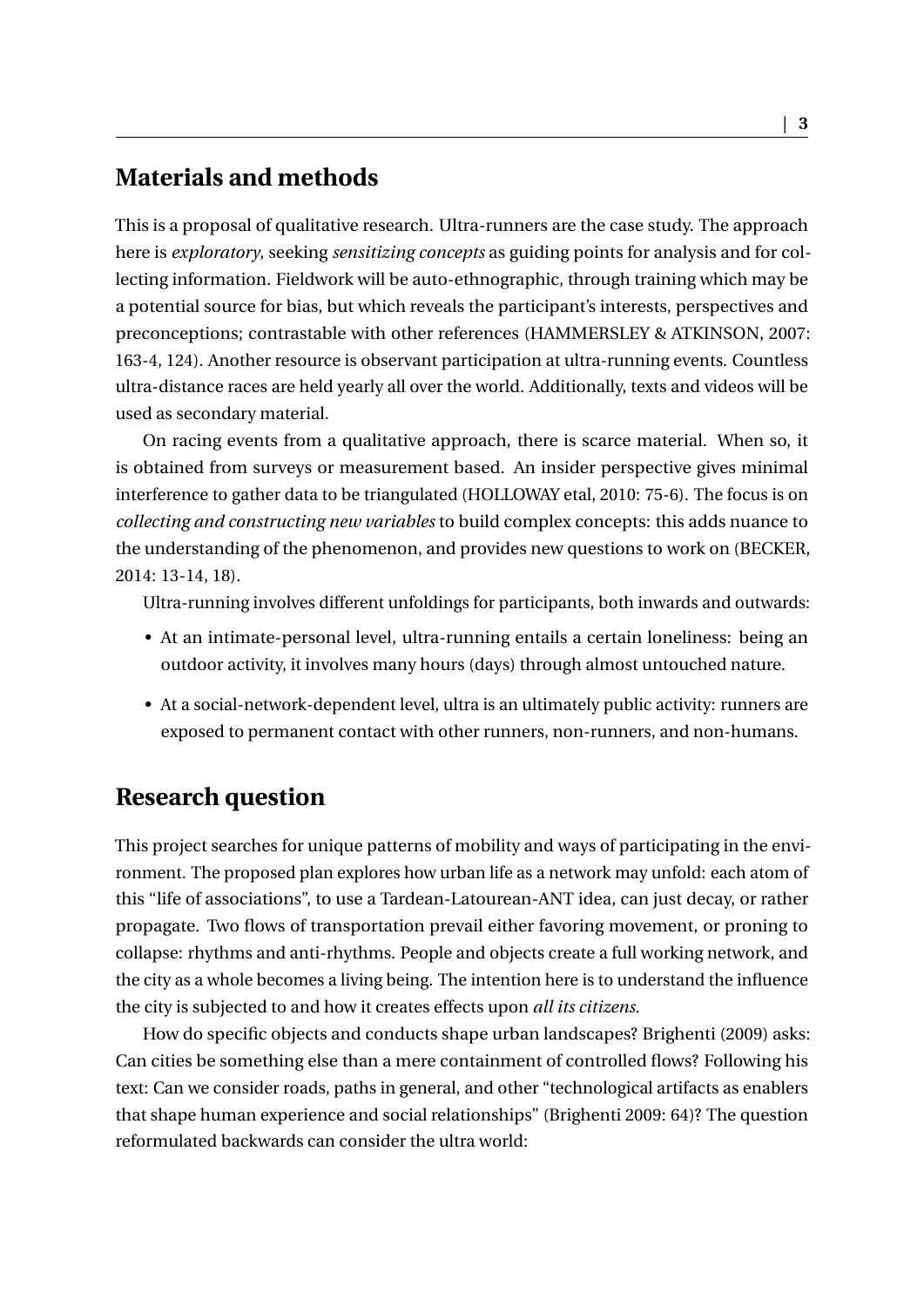## Materials and methods

This is a proposal of qualitative research. Ultra-runners are the case study. The approach here is *exploratory*, seeking *sensitizing concepts* as guiding points for analysis and for collecting information. Fieldwork will be auto-ethnographic, through training which may be a potential source for bias, but which reveals the participant's interests, perspectives and preconceptions; contrastable with other references (HAMMERSLEY & ATKINSON, 2007: 163-4, 124). Another resource is observant participation at ultra-running events. Countless ultra-distance races are held yearly all over the world. Additionally, texts and videos will be used as secondary material.

On racing events from a qualitative approach, there is scarce material. When so, it is obtained from surveys or measurement based. An insider perspective gives minimal interference to gather data to be triangulated (HOLLOWAY etal, 2010: 75-6). The focus is on *collecting and constructing new variables* to build complex concepts: this adds nuance to the understanding of the phenomenon, and provides new questions to work on (BECKER, 2014: 13-14, 18).

Ultra-running involves different unfoldings for participants, both inwards and outwards:

- At an intimate-personal level, ultra-running entails a certain loneliness: being an outdoor activity, it involves many hours (days) through almost untouched nature.
- At a social-network-dependent level, ultra is an ultimately public activity: runners are exposed to permanent contact with other runners, non-runners, and non-humans.

## Research question

This project searches for unique patterns of mobility and ways of participating in the environment. The proposed plan explores how urban life as a network may unfold: each atom of this "life of associations", to use a Tardean-Latourean-ANT idea, can just decay, or rather propagate. Two flows of transportation prevail either favoring movement, or proning to collapse: rhythms and anti-rhythms. People and objects create a full working network, and the city as a whole becomes a living being. The intention here is to understand the influence the city is subjected to and how it creates effects upon *all its citizens*.

How do specific objects and conducts shape urban landscapes? Brighenti (2009) asks: Can cities be something else than a mere containment of controlled flows? Following his text: Can we consider roads, paths in general, and other "technological artifacts as enablers that shape human experience and social relationships" (Brighenti 2009: 64)? The question reformulated backwards can consider the ultra world: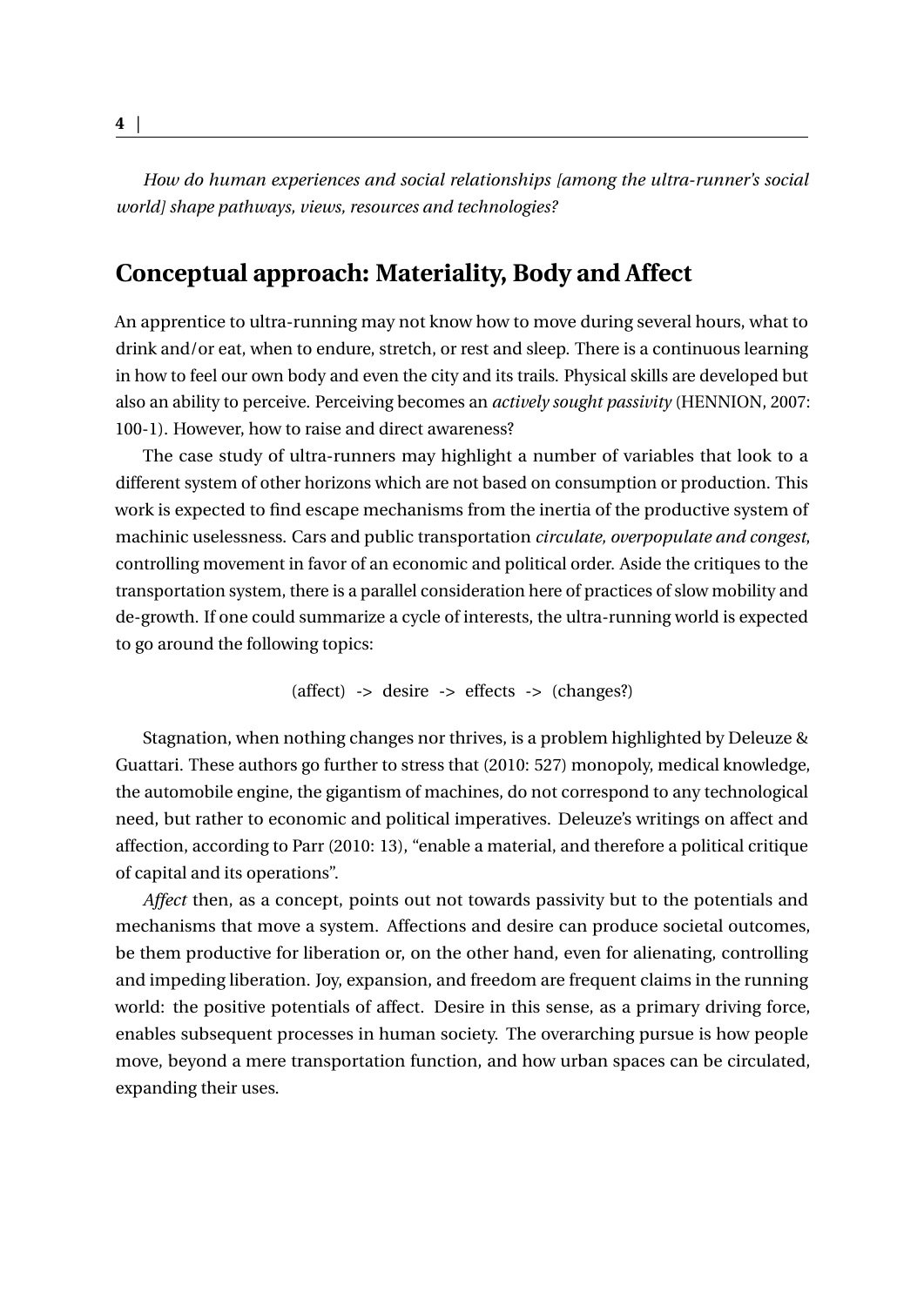*How do human experiences and social relationships [among the ultra-runner's social world] shape pathways, views, resources and technologies?*

## Conceptual approach: Materiality, Body and Affect

An apprentice to ultra-running may not know how to move during several hours, what to drink and/or eat, when to endure, stretch, or rest and sleep. There is a continuous learning in how to feel our own body and even the city and its trails. Physical skills are developed but also an ability to perceive. Perceiving becomes an *actively sought passivity* (HENNION, 2007: 100-1). However, how to raise and direct awareness?

The case study of ultra-runners may highlight a number of variables that look to a different system of other horizons which are not based on consumption or production. This work is expected to find escape mechanisms from the inertia of the productive system of machinic uselessness. Cars and public transportation *circulate, overpopulate and congest*, controlling movement in favor of an economic and political order. Aside the critiques to the transportation system, there is a parallel consideration here of practices of slow mobility and de-growth. If one could summarize a cycle of interests, the ultra-running world is expected to go around the following topics:

(affect) -> desire -> effects -> (changes?)

Stagnation, when nothing changes nor thrives, is a problem highlighted by Deleuze & Guattari. These authors go further to stress that (2010: 527) monopoly, medical knowledge, the automobile engine, the gigantism of machines, do not correspond to any technological need, but rather to economic and political imperatives. Deleuze's writings on affect and affection, according to Parr (2010: 13), "enable a material, and therefore a political critique of capital and its operations".

*Affect* then, as a concept, points out not towards passivity but to the potentials and mechanisms that move a system. Affections and desire can produce societal outcomes, be them productive for liberation or, on the other hand, even for alienating, controlling and impeding liberation. Joy, expansion, and freedom are frequent claims in the running world: the positive potentials of affect. Desire in this sense, as a primary driving force, enables subsequent processes in human society. The overarching pursue is how people move, beyond a mere transportation function, and how urban spaces can be circulated, expanding their uses.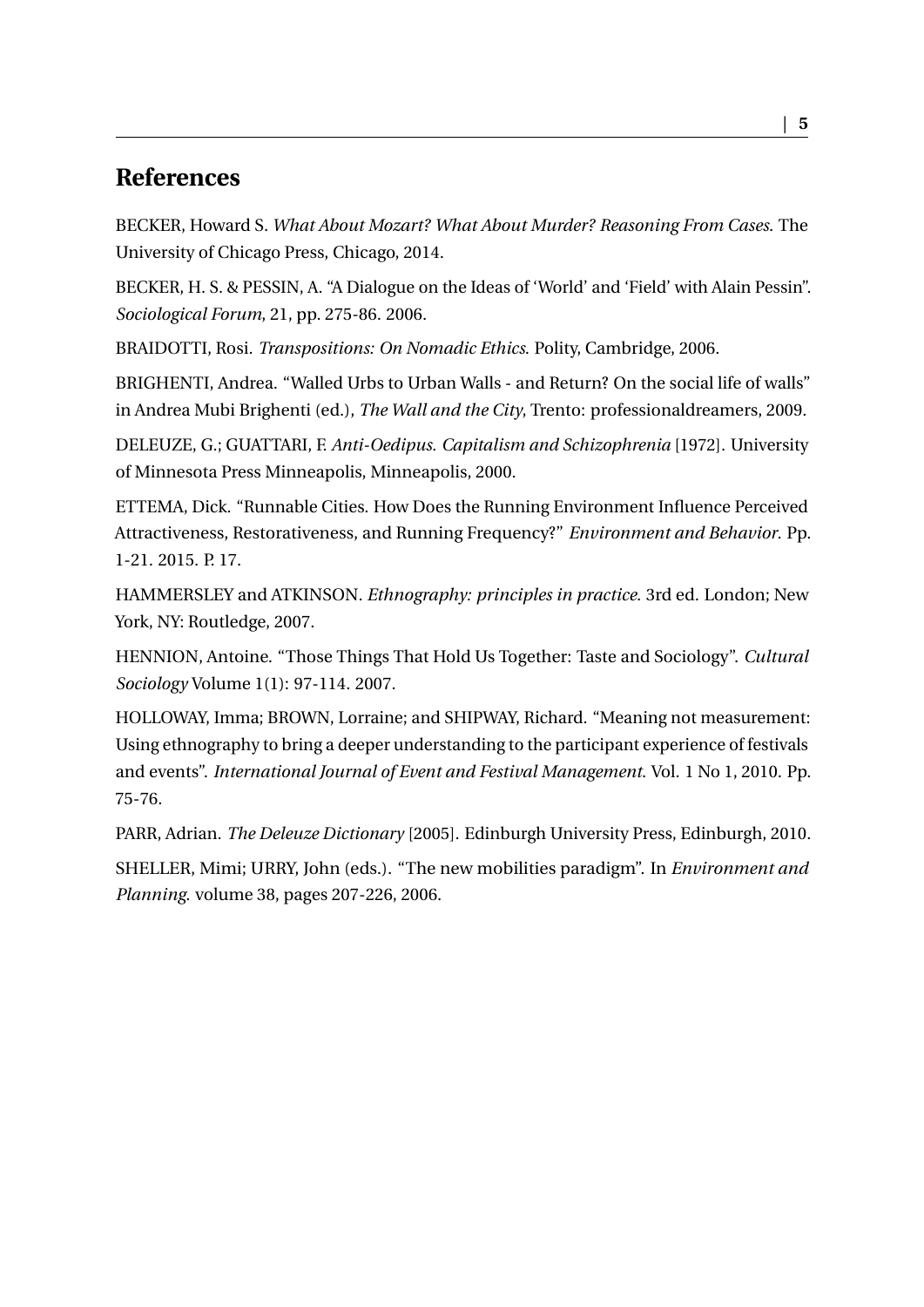## References

BECKER, Howard S. *What About Mozart? What About Murder? Reasoning From Cases*. The University of Chicago Press, Chicago, 2014.

BECKER, H. S. & PESSIN, A. "A Dialogue on the Ideas of 'World' and 'Field' with Alain Pessin". *Sociological Forum*, 21, pp. 275-86. 2006.

BRAIDOTTI, Rosi. *Transpositions: On Nomadic Ethics*. Polity, Cambridge, 2006.

BRIGHENTI, Andrea. "Walled Urbs to Urban Walls - and Return? On the social life of walls" in Andrea Mubi Brighenti (ed.), *The Wall and the City*, Trento: professionaldreamers, 2009.

DELEUZE, G.; GUATTARI, F. *Anti-Oedipus. Capitalism and Schizophrenia* [1972]. University of Minnesota Press Minneapolis, Minneapolis, 2000.

ETTEMA, Dick. "Runnable Cities. How Does the Running Environment Influence Perceived Attractiveness, Restorativeness, and Running Frequency?" *Environment and Behavior*. Pp. 1-21. 2015. P. 17.

HAMMERSLEY and ATKINSON. *Ethnography: principles in practice*. 3rd ed. London; New York, NY: Routledge, 2007.

HENNION, Antoine. "Those Things That Hold Us Together: Taste and Sociology". *Cultural Sociology* Volume 1(1): 97-114. 2007.

HOLLOWAY, Imma; BROWN, Lorraine; and SHIPWAY, Richard. "Meaning not measurement: Using ethnography to bring a deeper understanding to the participant experience of festivals and events". *International Journal of Event and Festival Management*. Vol. 1 No 1, 2010. Pp. 75-76.

PARR, Adrian. *The Deleuze Dictionary* [2005]. Edinburgh University Press, Edinburgh, 2010.

SHELLER, Mimi; URRY, John (eds.). "The new mobilities paradigm". In *Environment and Planning*. volume 38, pages 207-226, 2006.